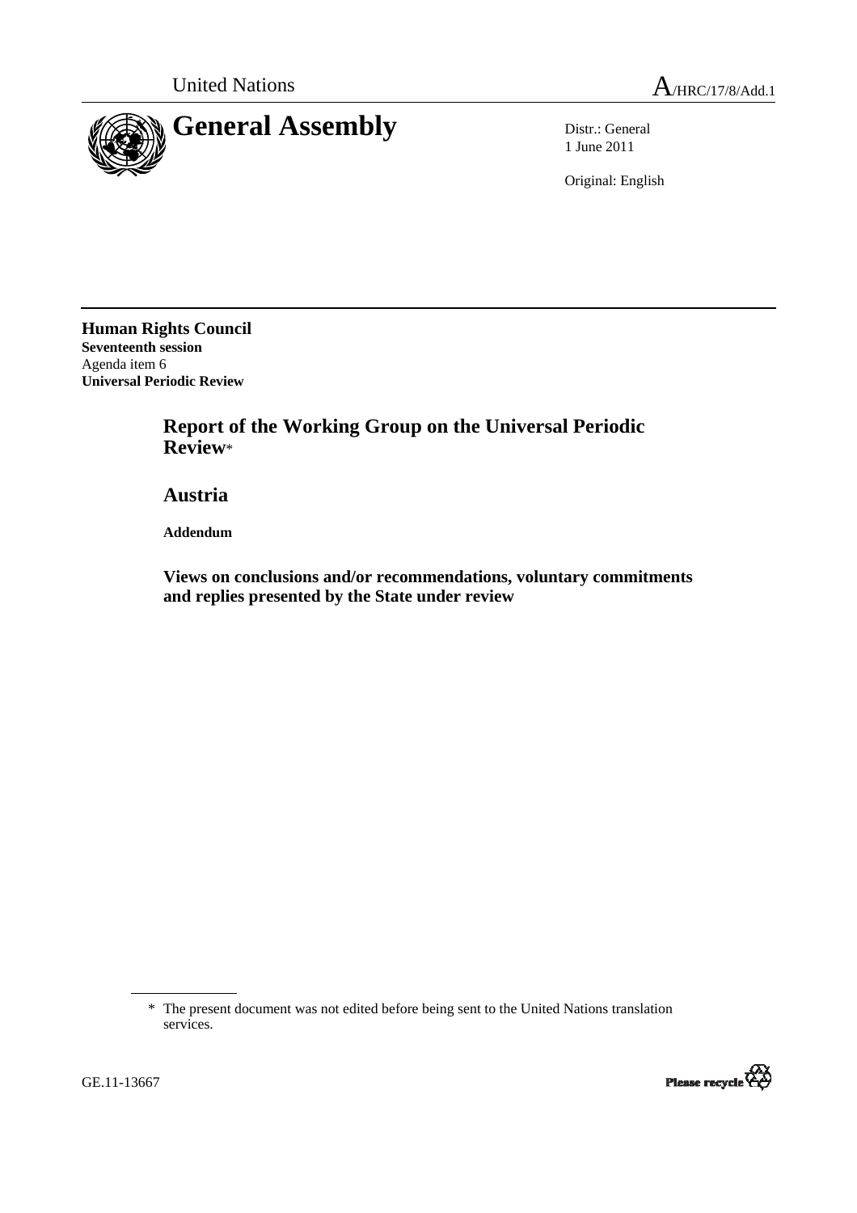United Nations A/HRC/17/8/Add.1

# General Assembly

Distr.: General
1 June 2011

Original: English

**Human Rights Council**
**Seventeenth session**
Agenda item 6
**Universal Periodic Review**

## Report of the Working Group on the Universal Periodic Review*

## Austria

**Addendum**

### Views on conclusions and/or recommendations, voluntary commitments and replies presented by the State under review

---

\* The present document was not edited before being sent to the United Nations translation services.

GE.11-13667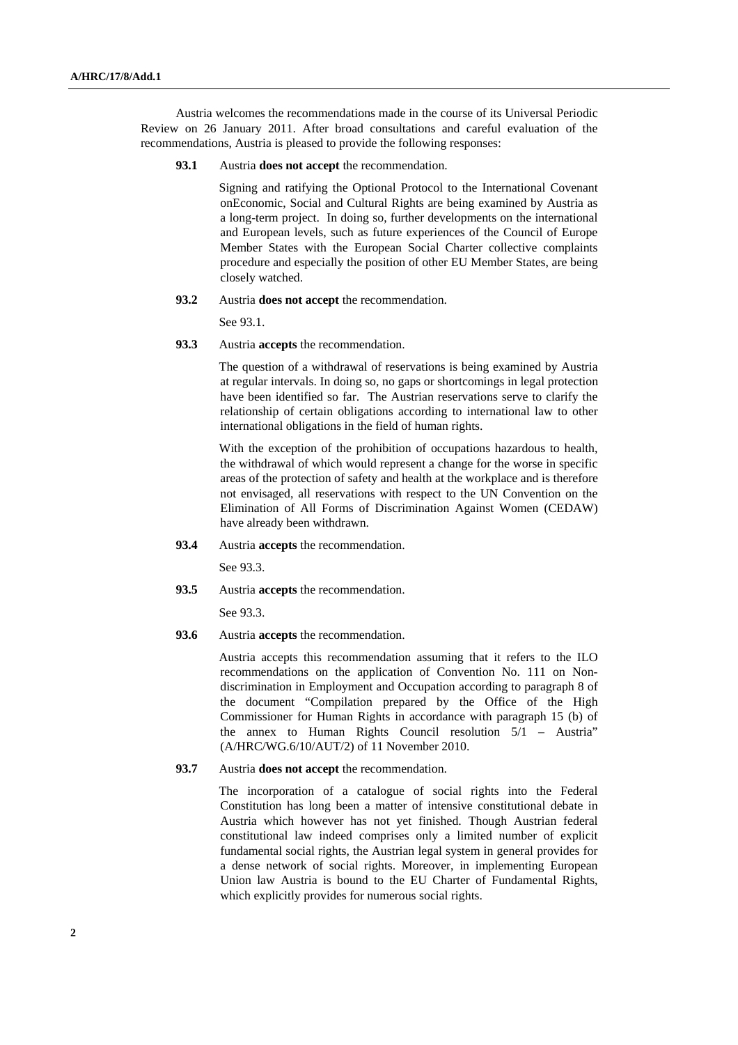Austria welcomes the recommendations made in the course of its Universal Periodic Review on 26 January 2011. After broad consultations and careful evaluation of the recommendations, Austria is pleased to provide the following responses:

**93.1** Austria **does not accept** the recommendation.

Signing and ratifying the Optional Protocol to the International Covenant onEconomic, Social and Cultural Rights are being examined by Austria as a long-term project. In doing so, further developments on the international and European levels, such as future experiences of the Council of Europe Member States with the European Social Charter collective complaints procedure and especially the position of other EU Member States, are being closely watched.

**93.2** Austria **does not accept** the recommendation.

See 93.1.

**93.3** Austria **accepts** the recommendation.

The question of a withdrawal of reservations is being examined by Austria at regular intervals. In doing so, no gaps or shortcomings in legal protection have been identified so far. The Austrian reservations serve to clarify the relationship of certain obligations according to international law to other international obligations in the field of human rights.

With the exception of the prohibition of occupations hazardous to health, the withdrawal of which would represent a change for the worse in specific areas of the protection of safety and health at the workplace and is therefore not envisaged, all reservations with respect to the UN Convention on the Elimination of All Forms of Discrimination Against Women (CEDAW) have already been withdrawn.

**93.4** Austria **accepts** the recommendation.

See 93.3.

**93.5** Austria **accepts** the recommendation.

See 93.3.

**93.6** Austria **accepts** the recommendation.

Austria accepts this recommendation assuming that it refers to the ILO recommendations on the application of Convention No. 111 on Non-discrimination in Employment and Occupation according to paragraph 8 of the document "Compilation prepared by the Office of the High Commissioner for Human Rights in accordance with paragraph 15 (b) of the annex to Human Rights Council resolution 5/1 – Austria" (A/HRC/WG.6/10/AUT/2) of 11 November 2010.

**93.7** Austria **does not accept** the recommendation.

The incorporation of a catalogue of social rights into the Federal Constitution has long been a matter of intensive constitutional debate in Austria which however has not yet finished. Though Austrian federal constitutional law indeed comprises only a limited number of explicit fundamental social rights, the Austrian legal system in general provides for a dense network of social rights. Moreover, in implementing European Union law Austria is bound to the EU Charter of Fundamental Rights, which explicitly provides for numerous social rights.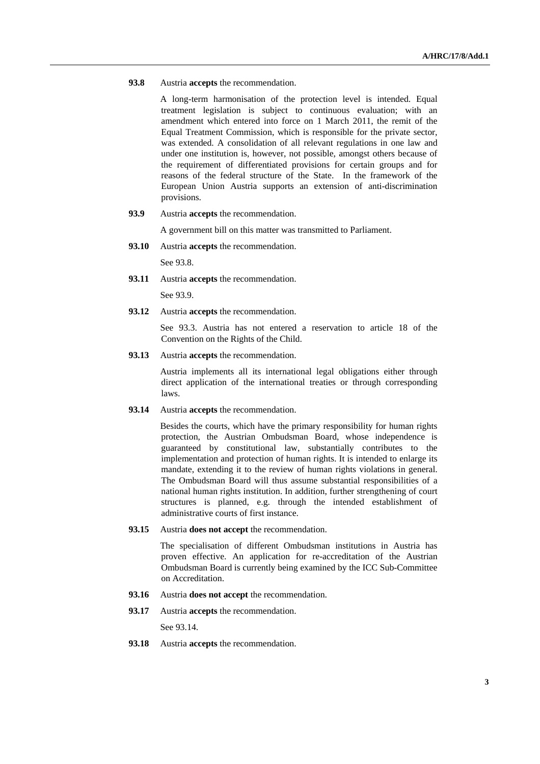**93.8** Austria **accepts** the recommendation.

A long-term harmonisation of the protection level is intended. Equal treatment legislation is subject to continuous evaluation; with an amendment which entered into force on 1 March 2011, the remit of the Equal Treatment Commission, which is responsible for the private sector, was extended. A consolidation of all relevant regulations in one law and under one institution is, however, not possible, amongst others because of the requirement of differentiated provisions for certain groups and for reasons of the federal structure of the State. In the framework of the European Union Austria supports an extension of anti-discrimination provisions.

**93.9** Austria **accepts** the recommendation.

A government bill on this matter was transmitted to Parliament.

**93.10** Austria **accepts** the recommendation.

See 93.8.

**93.11** Austria **accepts** the recommendation.

See 93.9.

**93.12** Austria **accepts** the recommendation.

See 93.3. Austria has not entered a reservation to article 18 of the Convention on the Rights of the Child.

**93.13** Austria **accepts** the recommendation.

Austria implements all its international legal obligations either through direct application of the international treaties or through corresponding laws.

**93.14** Austria **accepts** the recommendation.

Besides the courts, which have the primary responsibility for human rights protection, the Austrian Ombudsman Board, whose independence is guaranteed by constitutional law, substantially contributes to the implementation and protection of human rights. It is intended to enlarge its mandate, extending it to the review of human rights violations in general. The Ombudsman Board will thus assume substantial responsibilities of a national human rights institution. In addition, further strengthening of court structures is planned, e.g. through the intended establishment of administrative courts of first instance.

**93.15** Austria **does not accept** the recommendation.

The specialisation of different Ombudsman institutions in Austria has proven effective. An application for re-accreditation of the Austrian Ombudsman Board is currently being examined by the ICC Sub-Committee on Accreditation.

**93.16** Austria **does not accept** the recommendation.

**93.17** Austria **accepts** the recommendation.

See 93.14.

**93.18** Austria **accepts** the recommendation.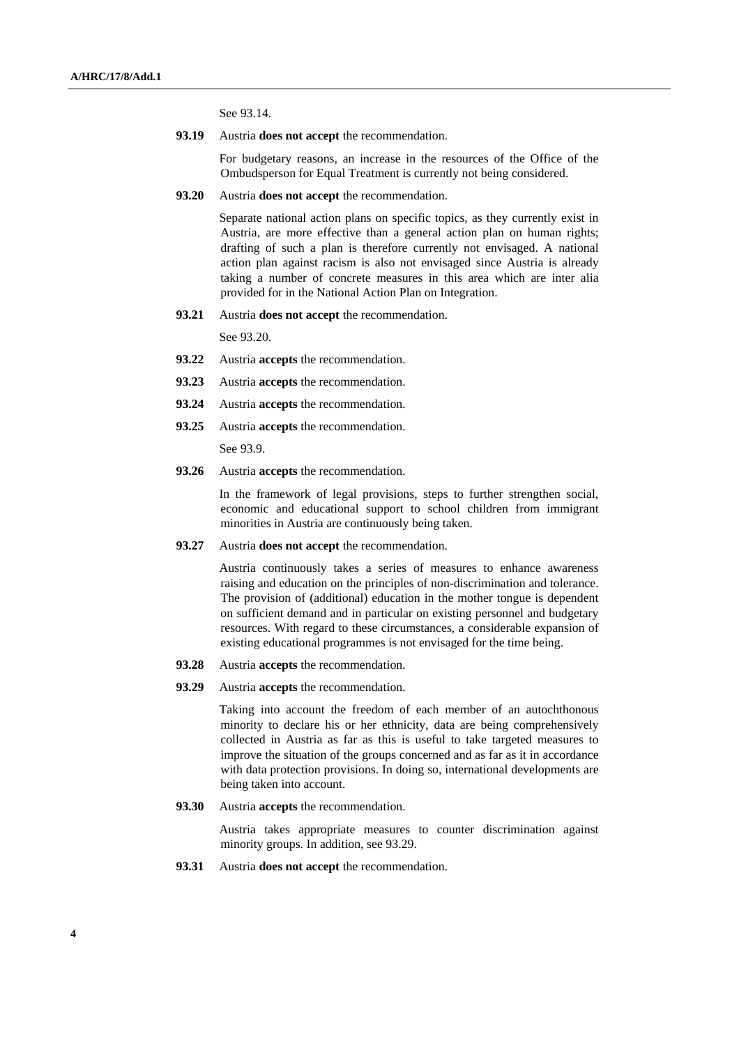See 93.14.

**93.19** Austria **does not accept** the recommendation.

For budgetary reasons, an increase in the resources of the Office of the Ombudsperson for Equal Treatment is currently not being considered.

**93.20** Austria **does not accept** the recommendation.

Separate national action plans on specific topics, as they currently exist in Austria, are more effective than a general action plan on human rights; drafting of such a plan is therefore currently not envisaged. A national action plan against racism is also not envisaged since Austria is already taking a number of concrete measures in this area which are inter alia provided for in the National Action Plan on Integration.

**93.21** Austria **does not accept** the recommendation.

See 93.20.

**93.22** Austria **accepts** the recommendation.

**93.23** Austria **accepts** the recommendation.

**93.24** Austria **accepts** the recommendation.

**93.25** Austria **accepts** the recommendation.

See 93.9.

**93.26** Austria **accepts** the recommendation.

In the framework of legal provisions, steps to further strengthen social, economic and educational support to school children from immigrant minorities in Austria are continuously being taken.

**93.27** Austria **does not accept** the recommendation.

Austria continuously takes a series of measures to enhance awareness raising and education on the principles of non-discrimination and tolerance. The provision of (additional) education in the mother tongue is dependent on sufficient demand and in particular on existing personnel and budgetary resources. With regard to these circumstances, a considerable expansion of existing educational programmes is not envisaged for the time being.

**93.28** Austria **accepts** the recommendation.

**93.29** Austria **accepts** the recommendation.

Taking into account the freedom of each member of an autochthonous minority to declare his or her ethnicity, data are being comprehensively collected in Austria as far as this is useful to take targeted measures to improve the situation of the groups concerned and as far as it in accordance with data protection provisions. In doing so, international developments are being taken into account.

**93.30** Austria **accepts** the recommendation.

Austria takes appropriate measures to counter discrimination against minority groups. In addition, see 93.29.

**93.31** Austria **does not accept** the recommendation.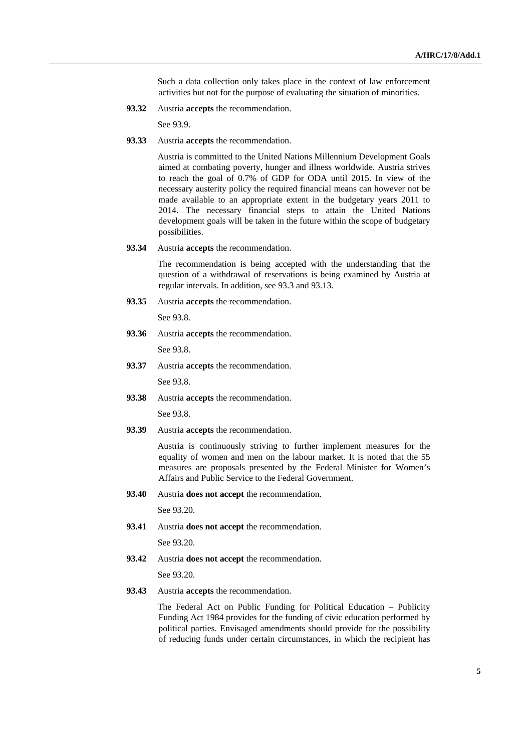Such a data collection only takes place in the context of law enforcement activities but not for the purpose of evaluating the situation of minorities.

**93.32** Austria **accepts** the recommendation.

See 93.9.

**93.33** Austria **accepts** the recommendation.

Austria is committed to the United Nations Millennium Development Goals aimed at combating poverty, hunger and illness worldwide. Austria strives to reach the goal of 0.7% of GDP for ODA until 2015. In view of the necessary austerity policy the required financial means can however not be made available to an appropriate extent in the budgetary years 2011 to 2014. The necessary financial steps to attain the United Nations development goals will be taken in the future within the scope of budgetary possibilities.

**93.34** Austria **accepts** the recommendation.

The recommendation is being accepted with the understanding that the question of a withdrawal of reservations is being examined by Austria at regular intervals. In addition, see 93.3 and 93.13.

**93.35** Austria **accepts** the recommendation.

See 93.8.

**93.36** Austria **accepts** the recommendation.

See 93.8.

**93.37** Austria **accepts** the recommendation.

See 93.8.

**93.38** Austria **accepts** the recommendation.

See 93.8.

**93.39** Austria **accepts** the recommendation.

Austria is continuously striving to further implement measures for the equality of women and men on the labour market. It is noted that the 55 measures are proposals presented by the Federal Minister for Women's Affairs and Public Service to the Federal Government.

**93.40** Austria **does not accept** the recommendation.

See 93.20.

**93.41** Austria **does not accept** the recommendation.

See 93.20.

**93.42** Austria **does not accept** the recommendation.

See 93.20.

**93.43** Austria **accepts** the recommendation.

The Federal Act on Public Funding for Political Education – Publicity Funding Act 1984 provides for the funding of civic education performed by political parties. Envisaged amendments should provide for the possibility of reducing funds under certain circumstances, in which the recipient has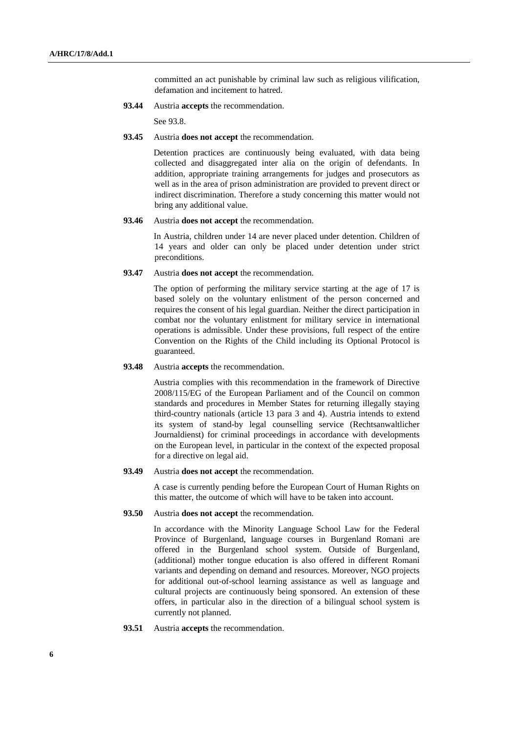committed an act punishable by criminal law such as religious vilification, defamation and incitement to hatred.

**93.44** Austria **accepts** the recommendation.

See 93.8.

**93.45** Austria **does not accept** the recommendation.

Detention practices are continuously being evaluated, with data being collected and disaggregated inter alia on the origin of defendants. In addition, appropriate training arrangements for judges and prosecutors as well as in the area of prison administration are provided to prevent direct or indirect discrimination. Therefore a study concerning this matter would not bring any additional value.

**93.46** Austria **does not accept** the recommendation.

In Austria, children under 14 are never placed under detention. Children of 14 years and older can only be placed under detention under strict preconditions.

**93.47** Austria **does not accept** the recommendation.

The option of performing the military service starting at the age of 17 is based solely on the voluntary enlistment of the person concerned and requires the consent of his legal guardian. Neither the direct participation in combat nor the voluntary enlistment for military service in international operations is admissible. Under these provisions, full respect of the entire Convention on the Rights of the Child including its Optional Protocol is guaranteed.

**93.48** Austria **accepts** the recommendation.

Austria complies with this recommendation in the framework of Directive 2008/115/EG of the European Parliament and of the Council on common standards and procedures in Member States for returning illegally staying third-country nationals (article 13 para 3 and 4). Austria intends to extend its system of stand-by legal counselling service (Rechtsanwaltlicher Journaldienst) for criminal proceedings in accordance with developments on the European level, in particular in the context of the expected proposal for a directive on legal aid.

**93.49** Austria **does not accept** the recommendation.

A case is currently pending before the European Court of Human Rights on this matter, the outcome of which will have to be taken into account.

**93.50** Austria **does not accept** the recommendation.

In accordance with the Minority Language School Law for the Federal Province of Burgenland, language courses in Burgenland Romani are offered in the Burgenland school system. Outside of Burgenland, (additional) mother tongue education is also offered in different Romani variants and depending on demand and resources. Moreover, NGO projects for additional out-of-school learning assistance as well as language and cultural projects are continuously being sponsored. An extension of these offers, in particular also in the direction of a bilingual school system is currently not planned.

**93.51** Austria **accepts** the recommendation.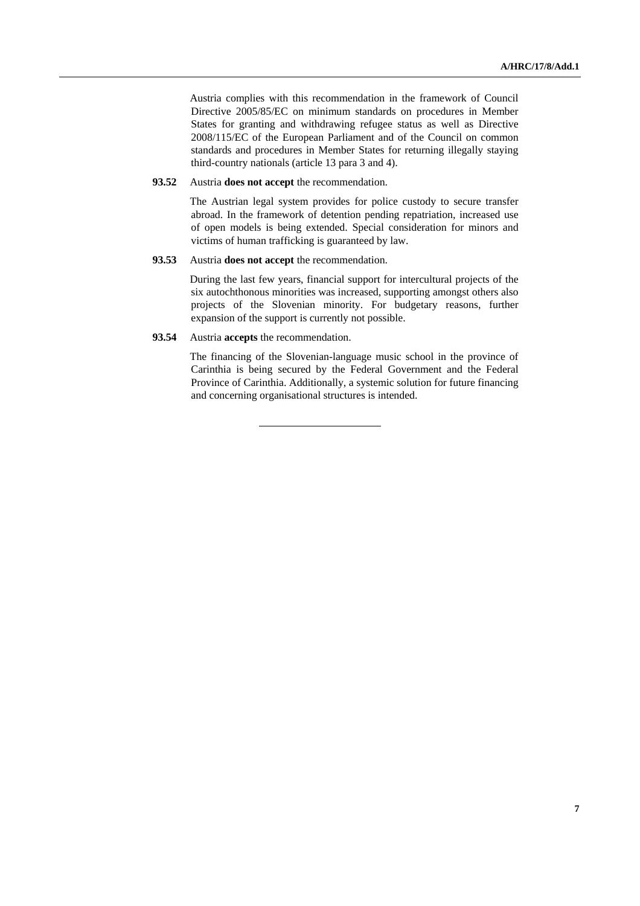Austria complies with this recommendation in the framework of Council Directive 2005/85/EC on minimum standards on procedures in Member States for granting and withdrawing refugee status as well as Directive 2008/115/EC of the European Parliament and of the Council on common standards and procedures in Member States for returning illegally staying third-country nationals (article 13 para 3 and 4).

**93.52** Austria **does not accept** the recommendation.

The Austrian legal system provides for police custody to secure transfer abroad. In the framework of detention pending repatriation, increased use of open models is being extended. Special consideration for minors and victims of human trafficking is guaranteed by law.

**93.53** Austria **does not accept** the recommendation.

During the last few years, financial support for intercultural projects of the six autochthonous minorities was increased, supporting amongst others also projects of the Slovenian minority. For budgetary reasons, further expansion of the support is currently not possible.

**93.54** Austria **accepts** the recommendation.

The financing of the Slovenian-language music school in the province of Carinthia is being secured by the Federal Government and the Federal Province of Carinthia. Additionally, a systemic solution for future financing and concerning organisational structures is intended.